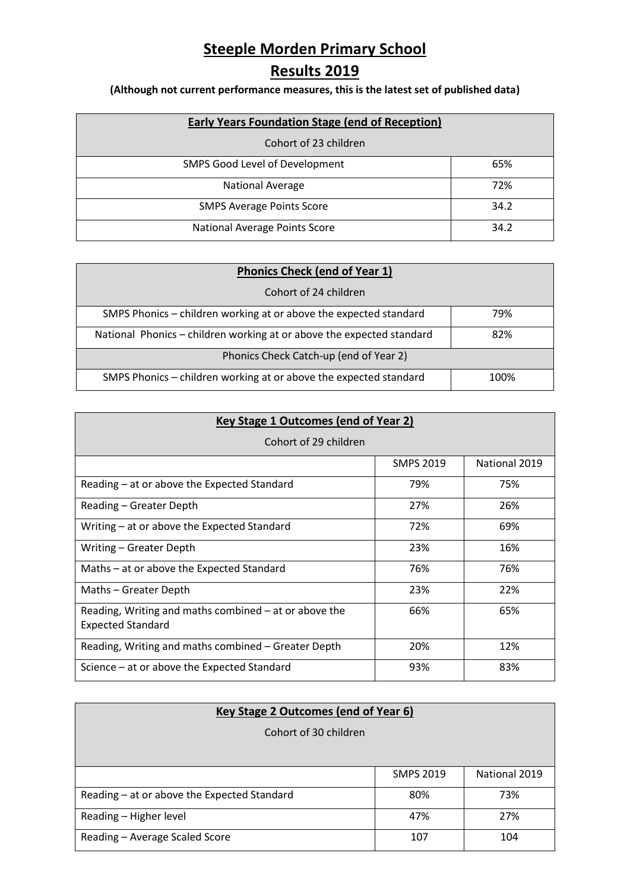# Steeple Morden Primary School

# Results 2019

**(Although not current performance measures, this is the latest set of published data)**

| **Early Years Foundation Stage (end of Reception)** | |
|---|---|
| Cohort of 23 children | |
| SMPS Good Level of Development | 65% |
| National Average | 72% |
| SMPS Average Points Score | 34.2 |
| National Average Points Score | 34.2 |

| **Phonics Check (end of Year 1)** | |
|---|---|
| Cohort of 24 children | |
| SMPS Phonics – children working at or above the expected standard | 79% |
| National Phonics – children working at or above the expected standard | 82% |
| Phonics Check Catch-up (end of Year 2) | |
| SMPS Phonics – children working at or above the expected standard | 100% |

| **Key Stage 1 Outcomes (end of Year 2)** | | |
|---|---|---|
| Cohort of 29 children | | |
| | SMPS 2019 | National 2019 |
| Reading – at or above the Expected Standard | 79% | 75% |
| Reading – Greater Depth | 27% | 26% |
| Writing – at or above the Expected Standard | 72% | 69% |
| Writing – Greater Depth | 23% | 16% |
| Maths – at or above the Expected Standard | 76% | 76% |
| Maths – Greater Depth | 23% | 22% |
| Reading, Writing and maths combined – at or above the Expected Standard | 66% | 65% |
| Reading, Writing and maths combined – Greater Depth | 20% | 12% |
| Science – at or above the Expected Standard | 93% | 83% |

| **Key Stage 2 Outcomes (end of Year 6)** | | |
|---|---|---|
| Cohort of 30 children | | |
| | SMPS 2019 | National 2019 |
| Reading – at or above the Expected Standard | 80% | 73% |
| Reading – Higher level | 47% | 27% |
| Reading – Average Scaled Score | 107 | 104 |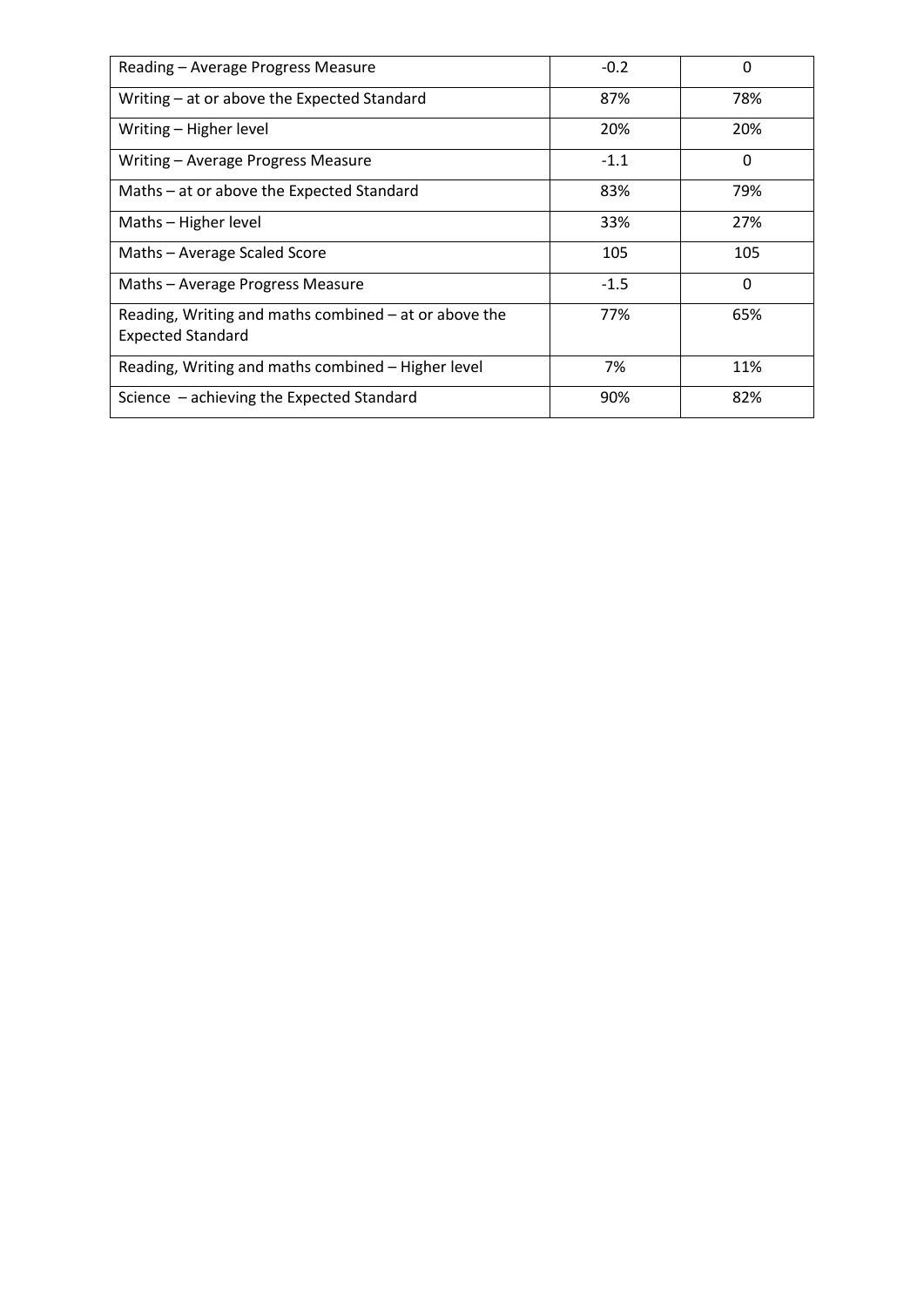| | | |
|---|---|---|
| Reading – Average Progress Measure | -0.2 | 0 |
| Writing – at or above the Expected Standard | 87% | 78% |
| Writing – Higher level | 20% | 20% |
| Writing – Average Progress Measure | -1.1 | 0 |
| Maths – at or above the Expected Standard | 83% | 79% |
| Maths – Higher level | 33% | 27% |
| Maths – Average Scaled Score | 105 | 105 |
| Maths – Average Progress Measure | -1.5 | 0 |
| Reading, Writing and maths combined – at or above the Expected Standard | 77% | 65% |
| Reading, Writing and maths combined – Higher level | 7% | 11% |
| Science – achieving the Expected Standard | 90% | 82% |